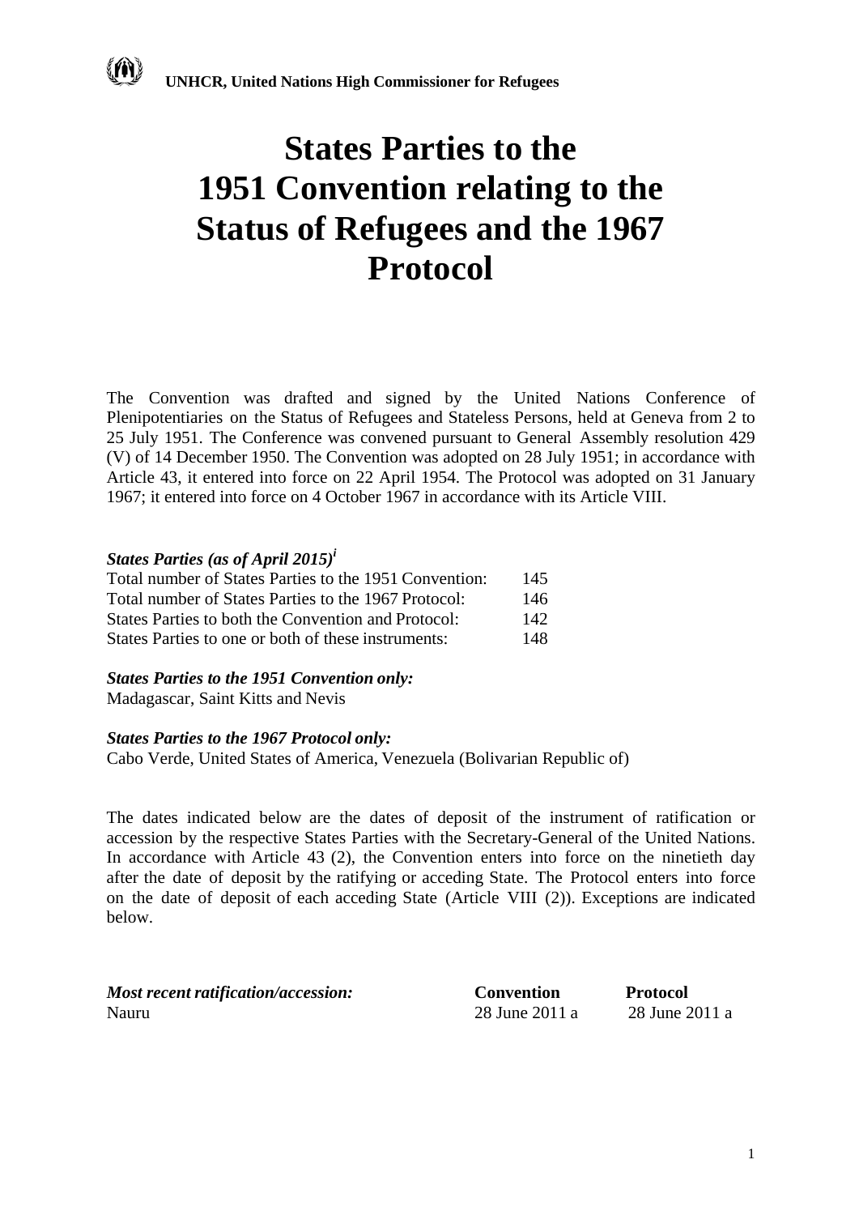UNHCR, United Nations High Commissioner for Refugees

# States Parties to the 1951 Convention relating to the Status of Refugees and the 1967 Protocol

The Convention was drafted and signed by the United Nations Conference of Plenipotentiaries on the Status of Refugees and Stateless Persons, held at Geneva from 2 to 25 July 1951. The Conference was convened pursuant to General Assembly resolution 429 (V) of 14 December 1950. The Convention was adopted on 28 July 1951; in accordance with Article 43, it entered into force on 22 April 1954. The Protocol was adopted on 31 January 1967; it entered into force on 4 October 1967 in accordance with its Article VIII.

***States Parties (as of April 2015)***[i]

| | |
|---|---|
| Total number of States Parties to the 1951 Convention: | 145 |
| Total number of States Parties to the 1967 Protocol: | 146 |
| States Parties to both the Convention and Protocol: | 142 |
| States Parties to one or both of these instruments: | 148 |

***States Parties to the 1951 Convention only:***
Madagascar, Saint Kitts and Nevis

***States Parties to the 1967 Protocol only:***
Cabo Verde, United States of America, Venezuela (Bolivarian Republic of)

The dates indicated below are the dates of deposit of the instrument of ratification or accession by the respective States Parties with the Secretary-General of the United Nations. In accordance with Article 43 (2), the Convention enters into force on the ninetieth day after the date of deposit by the ratifying or acceding State. The Protocol enters into force on the date of deposit of each acceding State (Article VIII (2)). Exceptions are indicated below.

| ***Most recent ratification/accession:*** | **Convention** | **Protocol** |
|---|---|---|
| Nauru | 28 June 2011 a | 28 June 2011 a |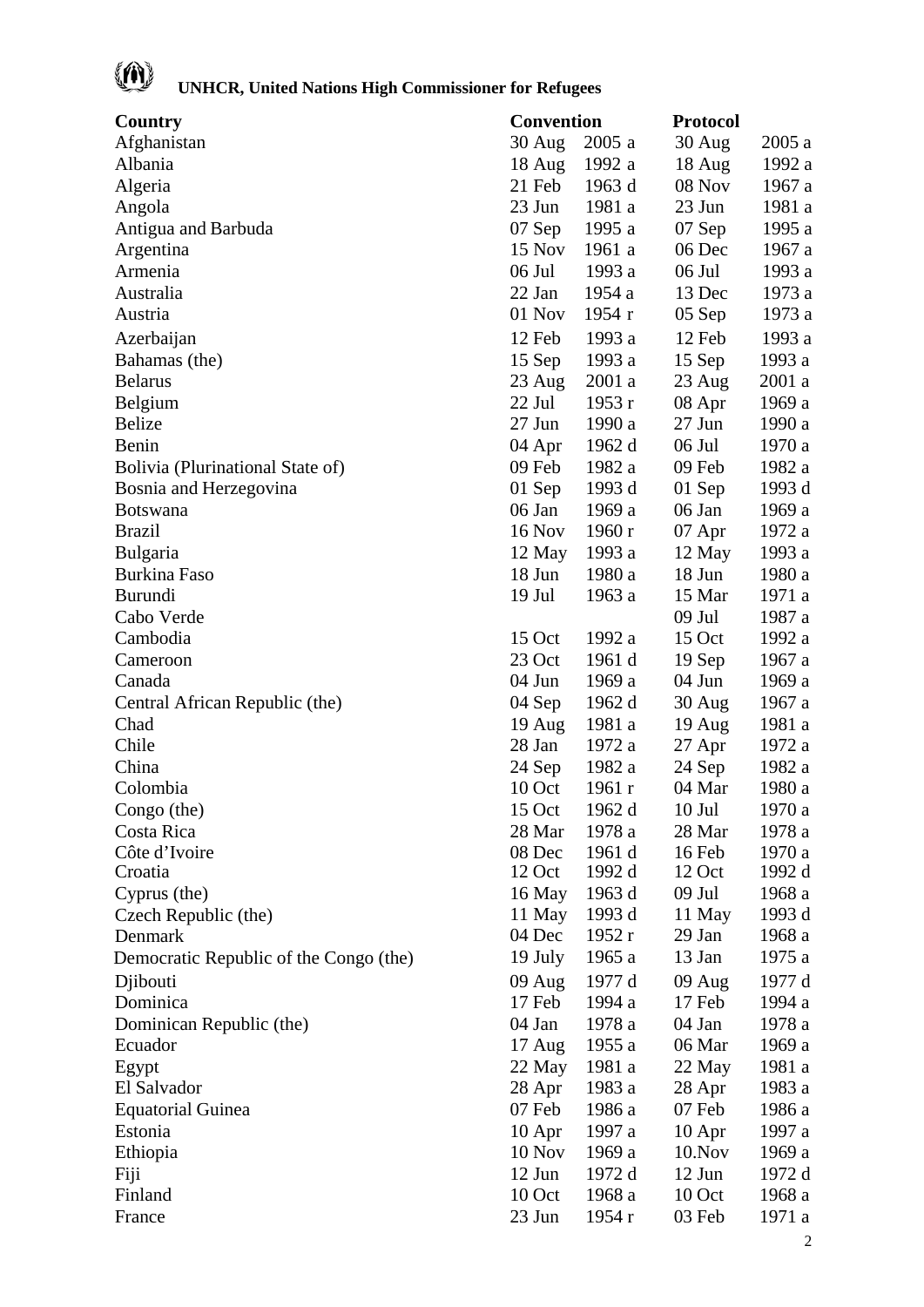**UNHCR, United Nations High Commissioner for Refugees**

| Country | Convention | | Protocol | |
|---|---|---|---|---|
| Afghanistan | 30 Aug | 2005 a | 30 Aug | 2005 a |
| Albania | 18 Aug | 1992 a | 18 Aug | 1992 a |
| Algeria | 21 Feb | 1963 d | 08 Nov | 1967 a |
| Angola | 23 Jun | 1981 a | 23 Jun | 1981 a |
| Antigua and Barbuda | 07 Sep | 1995 a | 07 Sep | 1995 a |
| Argentina | 15 Nov | 1961 a | 06 Dec | 1967 a |
| Armenia | 06 Jul | 1993 a | 06 Jul | 1993 a |
| Australia | 22 Jan | 1954 a | 13 Dec | 1973 a |
| Austria | 01 Nov | 1954 r | 05 Sep | 1973 a |
| Azerbaijan | 12 Feb | 1993 a | 12 Feb | 1993 a |
| Bahamas (the) | 15 Sep | 1993 a | 15 Sep | 1993 a |
| Belarus | 23 Aug | 2001 a | 23 Aug | 2001 a |
| Belgium | 22 Jul | 1953 r | 08 Apr | 1969 a |
| Belize | 27 Jun | 1990 a | 27 Jun | 1990 a |
| Benin | 04 Apr | 1962 d | 06 Jul | 1970 a |
| Bolivia (Plurinational State of) | 09 Feb | 1982 a | 09 Feb | 1982 a |
| Bosnia and Herzegovina | 01 Sep | 1993 d | 01 Sep | 1993 d |
| Botswana | 06 Jan | 1969 a | 06 Jan | 1969 a |
| Brazil | 16 Nov | 1960 r | 07 Apr | 1972 a |
| Bulgaria | 12 May | 1993 a | 12 May | 1993 a |
| Burkina Faso | 18 Jun | 1980 a | 18 Jun | 1980 a |
| Burundi | 19 Jul | 1963 a | 15 Mar | 1971 a |
| Cabo Verde | | | 09 Jul | 1987 a |
| Cambodia | 15 Oct | 1992 a | 15 Oct | 1992 a |
| Cameroon | 23 Oct | 1961 d | 19 Sep | 1967 a |
| Canada | 04 Jun | 1969 a | 04 Jun | 1969 a |
| Central African Republic (the) | 04 Sep | 1962 d | 30 Aug | 1967 a |
| Chad | 19 Aug | 1981 a | 19 Aug | 1981 a |
| Chile | 28 Jan | 1972 a | 27 Apr | 1972 a |
| China | 24 Sep | 1982 a | 24 Sep | 1982 a |
| Colombia | 10 Oct | 1961 r | 04 Mar | 1980 a |
| Congo (the) | 15 Oct | 1962 d | 10 Jul | 1970 a |
| Costa Rica | 28 Mar | 1978 a | 28 Mar | 1978 a |
| Côte d'Ivoire | 08 Dec | 1961 d | 16 Feb | 1970 a |
| Croatia | 12 Oct | 1992 d | 12 Oct | 1992 d |
| Cyprus (the) | 16 May | 1963 d | 09 Jul | 1968 a |
| Czech Republic (the) | 11 May | 1993 d | 11 May | 1993 d |
| Denmark | 04 Dec | 1952 r | 29 Jan | 1968 a |
| Democratic Republic of the Congo (the) | 19 July | 1965 a | 13 Jan | 1975 a |
| Djibouti | 09 Aug | 1977 d | 09 Aug | 1977 d |
| Dominica | 17 Feb | 1994 a | 17 Feb | 1994 a |
| Dominican Republic (the) | 04 Jan | 1978 a | 04 Jan | 1978 a |
| Ecuador | 17 Aug | 1955 a | 06 Mar | 1969 a |
| Egypt | 22 May | 1981 a | 22 May | 1981 a |
| El Salvador | 28 Apr | 1983 a | 28 Apr | 1983 a |
| Equatorial Guinea | 07 Feb | 1986 a | 07 Feb | 1986 a |
| Estonia | 10 Apr | 1997 a | 10 Apr | 1997 a |
| Ethiopia | 10 Nov | 1969 a | 10.Nov | 1969 a |
| Fiji | 12 Jun | 1972 d | 12 Jun | 1972 d |
| Finland | 10 Oct | 1968 a | 10 Oct | 1968 a |
| France | 23 Jun | 1954 r | 03 Feb | 1971 a |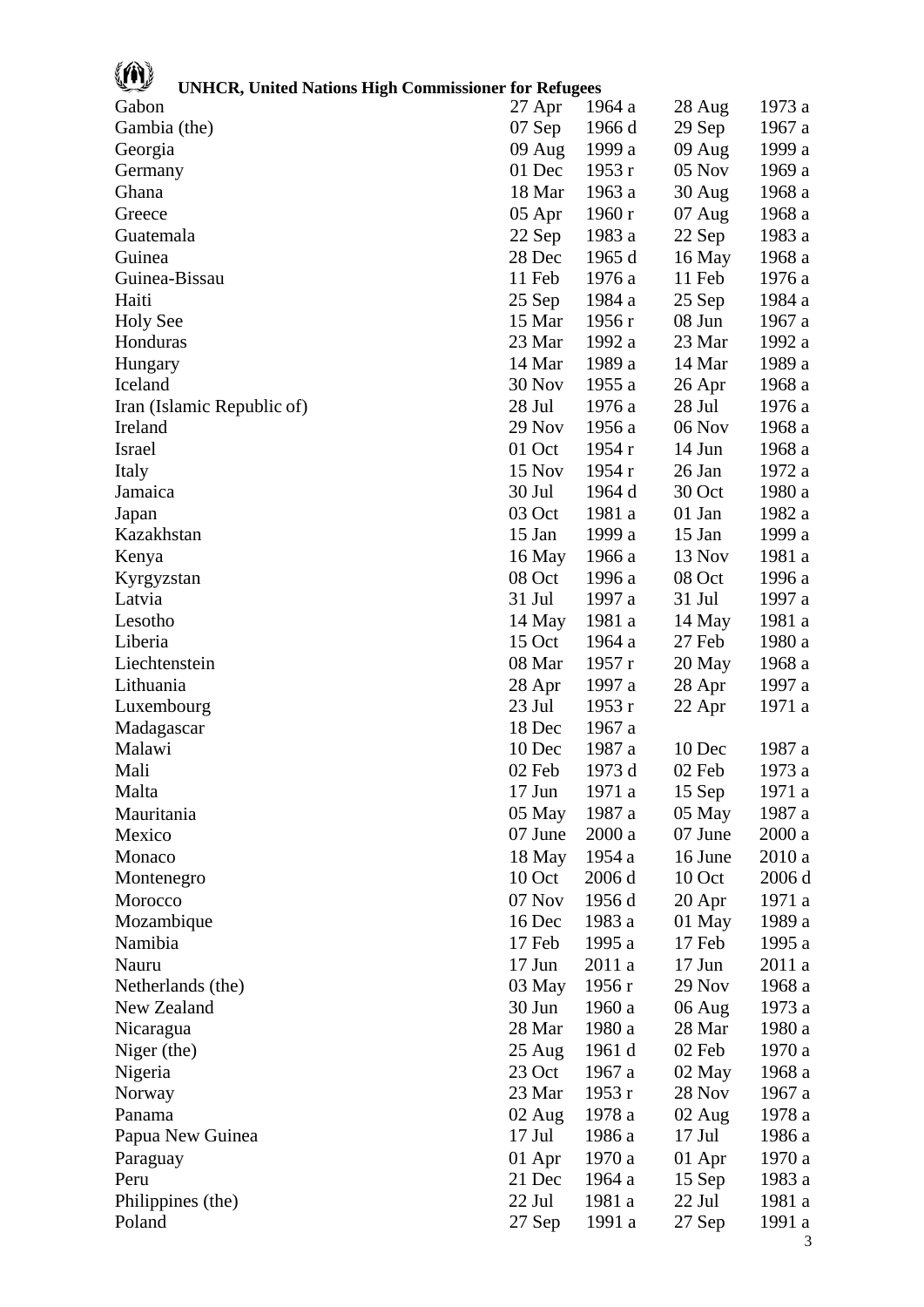| | | | | |
|---|---|---|---|---|
| Gabon | 27 Apr | 1964 a | 28 Aug | 1973 a |
| Gambia (the) | 07 Sep | 1966 d | 29 Sep | 1967 a |
| Georgia | 09 Aug | 1999 a | 09 Aug | 1999 a |
| Germany | 01 Dec | 1953 r | 05 Nov | 1969 a |
| Ghana | 18 Mar | 1963 a | 30 Aug | 1968 a |
| Greece | 05 Apr | 1960 r | 07 Aug | 1968 a |
| Guatemala | 22 Sep | 1983 a | 22 Sep | 1983 a |
| Guinea | 28 Dec | 1965 d | 16 May | 1968 a |
| Guinea-Bissau | 11 Feb | 1976 a | 11 Feb | 1976 a |
| Haiti | 25 Sep | 1984 a | 25 Sep | 1984 a |
| Holy See | 15 Mar | 1956 r | 08 Jun | 1967 a |
| Honduras | 23 Mar | 1992 a | 23 Mar | 1992 a |
| Hungary | 14 Mar | 1989 a | 14 Mar | 1989 a |
| Iceland | 30 Nov | 1955 a | 26 Apr | 1968 a |
| Iran (Islamic Republic of) | 28 Jul | 1976 a | 28 Jul | 1976 a |
| Ireland | 29 Nov | 1956 a | 06 Nov | 1968 a |
| Israel | 01 Oct | 1954 r | 14 Jun | 1968 a |
| Italy | 15 Nov | 1954 r | 26 Jan | 1972 a |
| Jamaica | 30 Jul | 1964 d | 30 Oct | 1980 a |
| Japan | 03 Oct | 1981 a | 01 Jan | 1982 a |
| Kazakhstan | 15 Jan | 1999 a | 15 Jan | 1999 a |
| Kenya | 16 May | 1966 a | 13 Nov | 1981 a |
| Kyrgyzstan | 08 Oct | 1996 a | 08 Oct | 1996 a |
| Latvia | 31 Jul | 1997 a | 31 Jul | 1997 a |
| Lesotho | 14 May | 1981 a | 14 May | 1981 a |
| Liberia | 15 Oct | 1964 a | 27 Feb | 1980 a |
| Liechtenstein | 08 Mar | 1957 r | 20 May | 1968 a |
| Lithuania | 28 Apr | 1997 a | 28 Apr | 1997 a |
| Luxembourg | 23 Jul | 1953 r | 22 Apr | 1971 a |
| Madagascar | 18 Dec | 1967 a | | |
| Malawi | 10 Dec | 1987 a | 10 Dec | 1987 a |
| Mali | 02 Feb | 1973 d | 02 Feb | 1973 a |
| Malta | 17 Jun | 1971 a | 15 Sep | 1971 a |
| Mauritania | 05 May | 1987 a | 05 May | 1987 a |
| Mexico | 07 June | 2000 a | 07 June | 2000 a |
| Monaco | 18 May | 1954 a | 16 June | 2010 a |
| Montenegro | 10 Oct | 2006 d | 10 Oct | 2006 d |
| Morocco | 07 Nov | 1956 d | 20 Apr | 1971 a |
| Mozambique | 16 Dec | 1983 a | 01 May | 1989 a |
| Namibia | 17 Feb | 1995 a | 17 Feb | 1995 a |
| Nauru | 17 Jun | 2011 a | 17 Jun | 2011 a |
| Netherlands (the) | 03 May | 1956 r | 29 Nov | 1968 a |
| New Zealand | 30 Jun | 1960 a | 06 Aug | 1973 a |
| Nicaragua | 28 Mar | 1980 a | 28 Mar | 1980 a |
| Niger (the) | 25 Aug | 1961 d | 02 Feb | 1970 a |
| Nigeria | 23 Oct | 1967 a | 02 May | 1968 a |
| Norway | 23 Mar | 1953 r | 28 Nov | 1967 a |
| Panama | 02 Aug | 1978 a | 02 Aug | 1978 a |
| Papua New Guinea | 17 Jul | 1986 a | 17 Jul | 1986 a |
| Paraguay | 01 Apr | 1970 a | 01 Apr | 1970 a |
| Peru | 21 Dec | 1964 a | 15 Sep | 1983 a |
| Philippines (the) | 22 Jul | 1981 a | 22 Jul | 1981 a |
| Poland | 27 Sep | 1991 a | 27 Sep | 1991 a |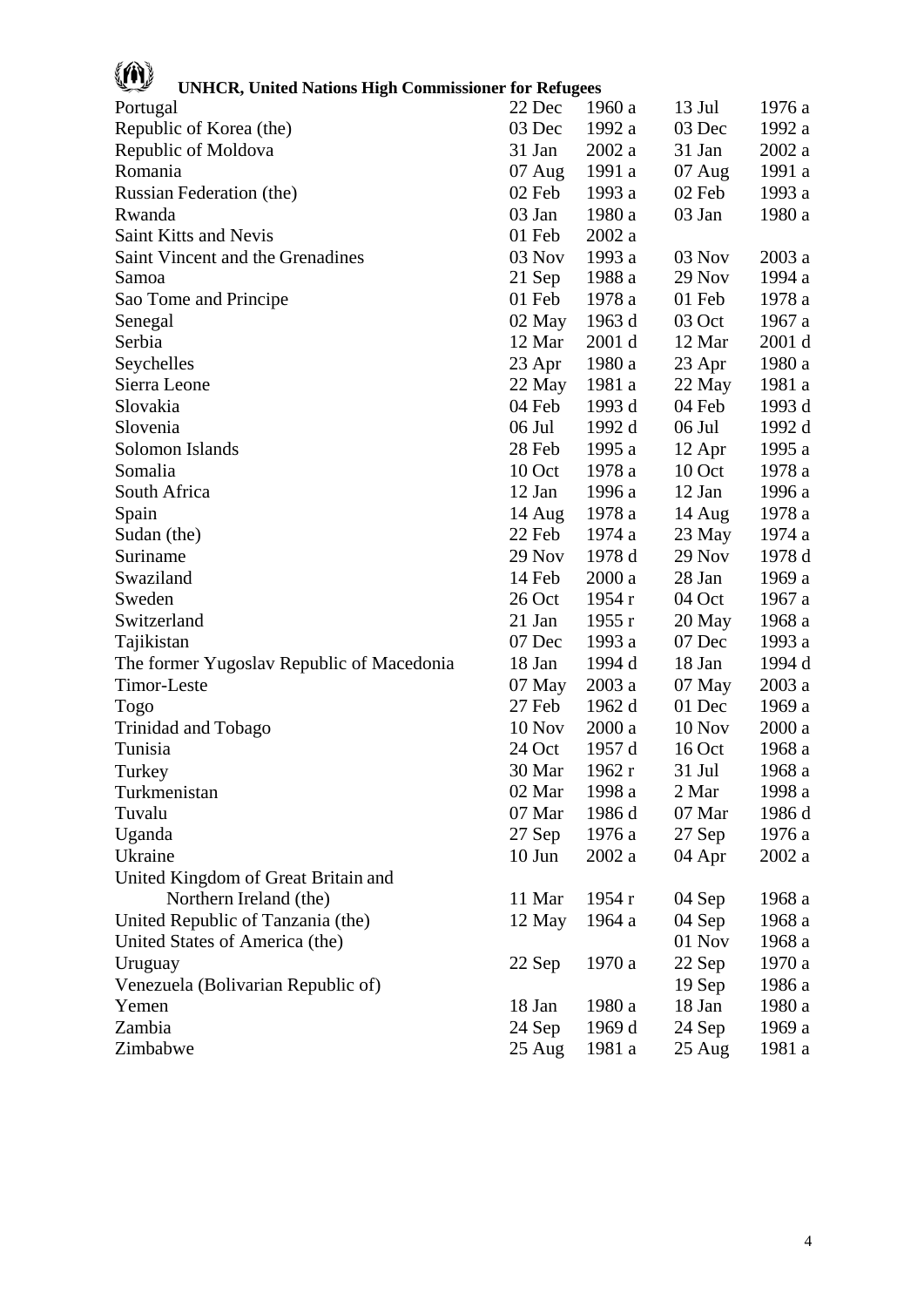| | | | | |
|---|---|---|---|---|
| Portugal | 22 Dec | 1960 a | 13 Jul | 1976 a |
| Republic of Korea (the) | 03 Dec | 1992 a | 03 Dec | 1992 a |
| Republic of Moldova | 31 Jan | 2002 a | 31 Jan | 2002 a |
| Romania | 07 Aug | 1991 a | 07 Aug | 1991 a |
| Russian Federation (the) | 02 Feb | 1993 a | 02 Feb | 1993 a |
| Rwanda | 03 Jan | 1980 a | 03 Jan | 1980 a |
| Saint Kitts and Nevis | 01 Feb | 2002 a | | |
| Saint Vincent and the Grenadines | 03 Nov | 1993 a | 03 Nov | 2003 a |
| Samoa | 21 Sep | 1988 a | 29 Nov | 1994 a |
| Sao Tome and Principe | 01 Feb | 1978 a | 01 Feb | 1978 a |
| Senegal | 02 May | 1963 d | 03 Oct | 1967 a |
| Serbia | 12 Mar | 2001 d | 12 Mar | 2001 d |
| Seychelles | 23 Apr | 1980 a | 23 Apr | 1980 a |
| Sierra Leone | 22 May | 1981 a | 22 May | 1981 a |
| Slovakia | 04 Feb | 1993 d | 04 Feb | 1993 d |
| Slovenia | 06 Jul | 1992 d | 06 Jul | 1992 d |
| Solomon Islands | 28 Feb | 1995 a | 12 Apr | 1995 a |
| Somalia | 10 Oct | 1978 a | 10 Oct | 1978 a |
| South Africa | 12 Jan | 1996 a | 12 Jan | 1996 a |
| Spain | 14 Aug | 1978 a | 14 Aug | 1978 a |
| Sudan (the) | 22 Feb | 1974 a | 23 May | 1974 a |
| Suriname | 29 Nov | 1978 d | 29 Nov | 1978 d |
| Swaziland | 14 Feb | 2000 a | 28 Jan | 1969 a |
| Sweden | 26 Oct | 1954 r | 04 Oct | 1967 a |
| Switzerland | 21 Jan | 1955 r | 20 May | 1968 a |
| Tajikistan | 07 Dec | 1993 a | 07 Dec | 1993 a |
| The former Yugoslav Republic of Macedonia | 18 Jan | 1994 d | 18 Jan | 1994 d |
| Timor-Leste | 07 May | 2003 a | 07 May | 2003 a |
| Togo | 27 Feb | 1962 d | 01 Dec | 1969 a |
| Trinidad and Tobago | 10 Nov | 2000 a | 10 Nov | 2000 a |
| Tunisia | 24 Oct | 1957 d | 16 Oct | 1968 a |
| Turkey | 30 Mar | 1962 r | 31 Jul | 1968 a |
| Turkmenistan | 02 Mar | 1998 a | 2 Mar | 1998 a |
| Tuvalu | 07 Mar | 1986 d | 07 Mar | 1986 d |
| Uganda | 27 Sep | 1976 a | 27 Sep | 1976 a |
| Ukraine | 10 Jun | 2002 a | 04 Apr | 2002 a |
| United Kingdom of Great Britain and Northern Ireland (the) | 11 Mar | 1954 r | 04 Sep | 1968 a |
| United Republic of Tanzania (the) | 12 May | 1964 a | 04 Sep | 1968 a |
| United States of America (the) | | | 01 Nov | 1968 a |
| Uruguay | 22 Sep | 1970 a | 22 Sep | 1970 a |
| Venezuela (Bolivarian Republic of) | | | 19 Sep | 1986 a |
| Yemen | 18 Jan | 1980 a | 18 Jan | 1980 a |
| Zambia | 24 Sep | 1969 d | 24 Sep | 1969 a |
| Zimbabwe | 25 Aug | 1981 a | 25 Aug | 1981 a |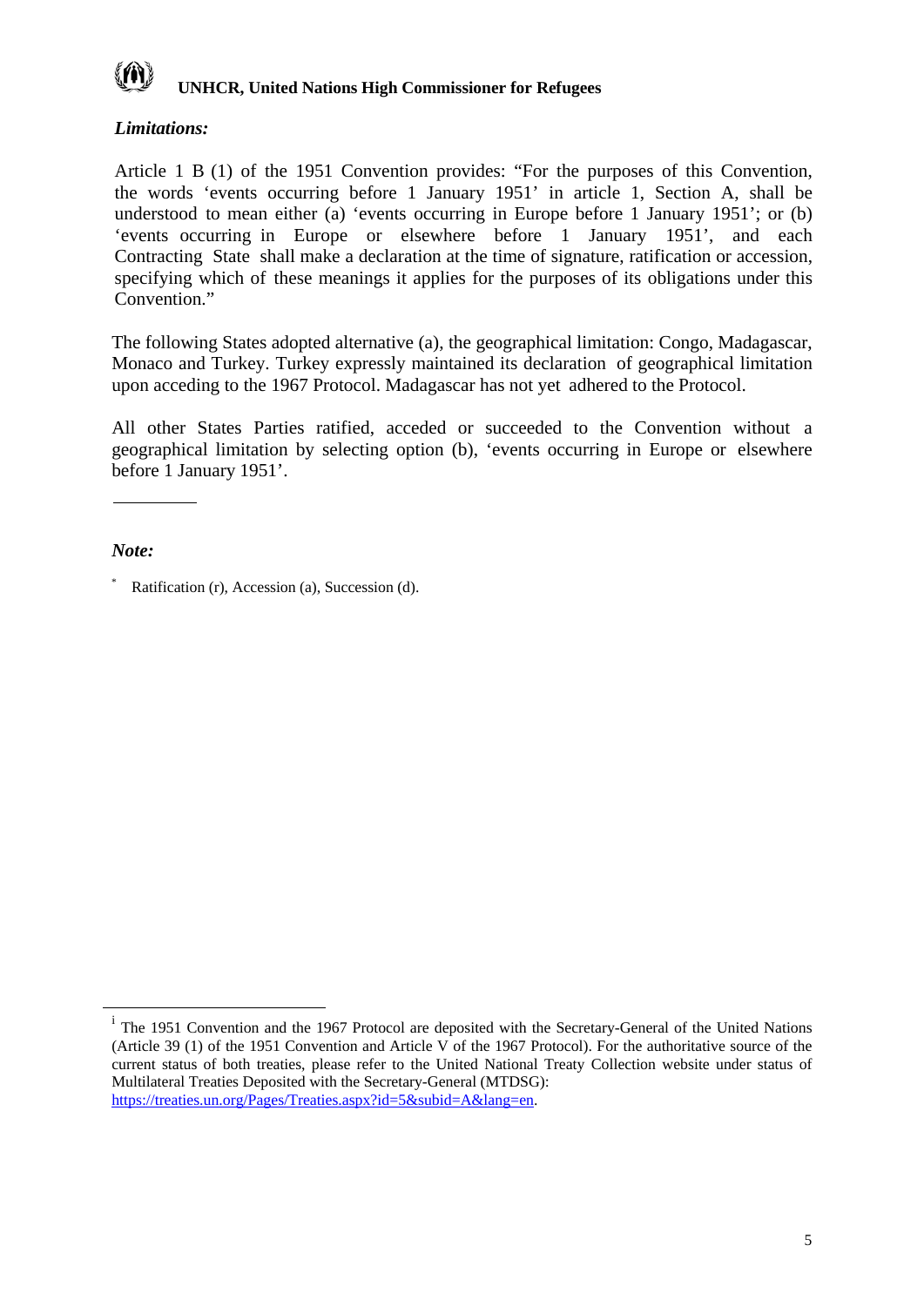*Limitations:*

Article 1 B (1) of the 1951 Convention provides: "For the purposes of this Convention, the words 'events occurring before 1 January 1951' in article 1, Section A, shall be understood to mean either (a) 'events occurring in Europe before 1 January 1951'; or (b) 'events occurring in Europe or elsewhere before 1 January 1951', and each Contracting State shall make a declaration at the time of signature, ratification or accession, specifying which of these meanings it applies for the purposes of its obligations under this Convention."

The following States adopted alternative (a), the geographical limitation: Congo, Madagascar, Monaco and Turkey. Turkey expressly maintained its declaration of geographical limitation upon acceding to the 1967 Protocol. Madagascar has not yet adhered to the Protocol.

All other States Parties ratified, acceded or succeeded to the Convention without a geographical limitation by selecting option (b), 'events occurring in Europe or elsewhere before 1 January 1951'.

---

*Note:*

* Ratification (r), Accession (a), Succession (d).

---

[i] The 1951 Convention and the 1967 Protocol are deposited with the Secretary-General of the United Nations (Article 39 (1) of the 1951 Convention and Article V of the 1967 Protocol). For the authoritative source of the current status of both treaties, please refer to the United National Treaty Collection website under status of Multilateral Treaties Deposited with the Secretary-General (MTDSG): https://treaties.un.org/Pages/Treaties.aspx?id=5&subid=A&lang=en.